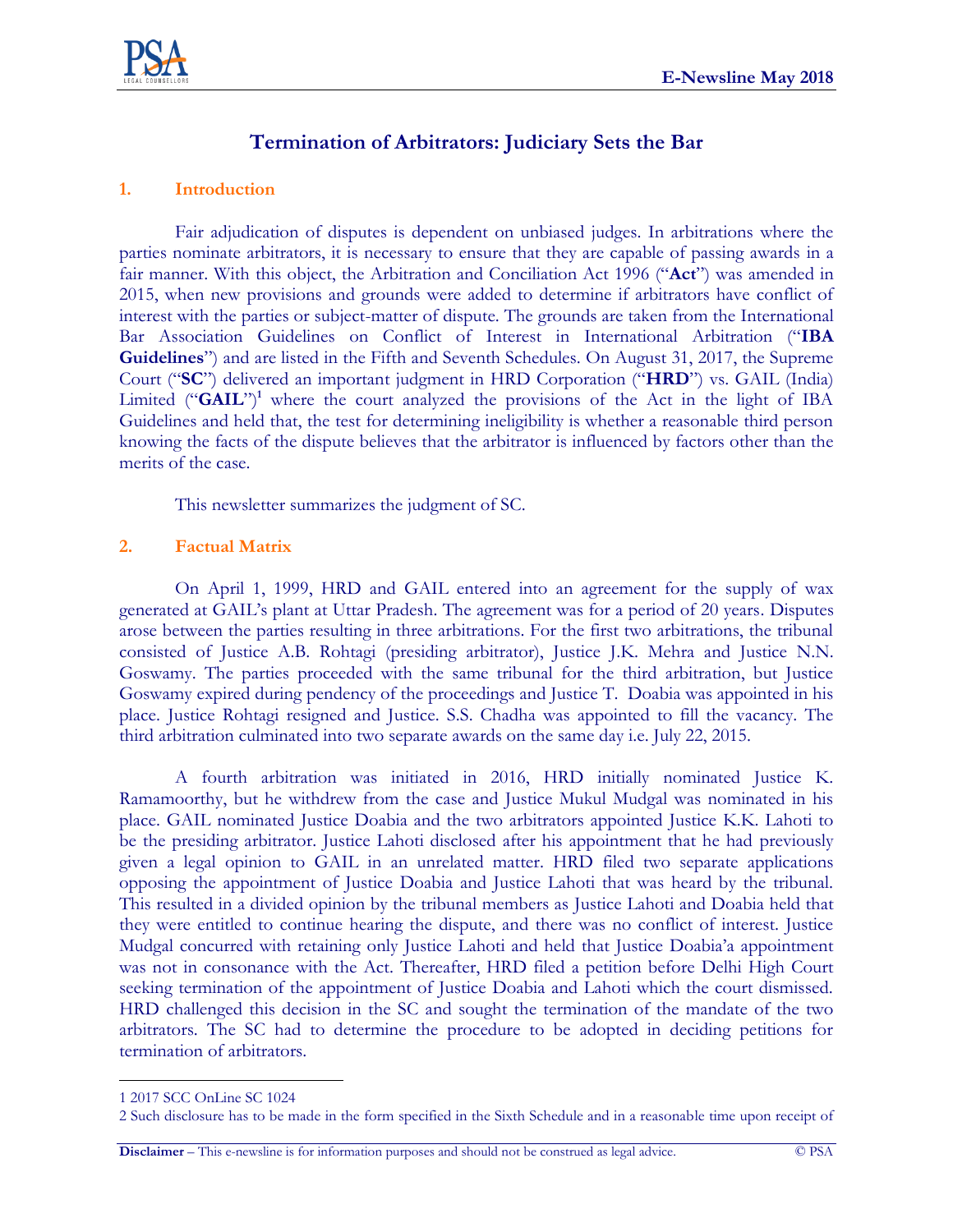# Termination of Arbitrators: Judiciary Sets the Bar

## 1. Introduction

Fair adjudication of disputes is dependent on unbiased judges. In arbitrations where the parties nominate arbitrators, it is necessary to ensure that they are capable of passing awards in a fair manner. With this object, the Arbitration and Conciliation Act 1996 ("**Act**") was amended in 2015, when new provisions and grounds were added to determine if arbitrators have conflict of interest with the parties or subject-matter of dispute. The grounds are taken from the International Bar Association Guidelines on Conflict of Interest in International Arbitration ("**IBA Guidelines**") and are listed in the Fifth and Seventh Schedules. On August 31, 2017, the Supreme Court ("**SC**") delivered an important judgment in HRD Corporation ("**HRD**") vs. GAIL (India) Limited ("**GAIL**")[1] where the court analyzed the provisions of the Act in the light of IBA Guidelines and held that, the test for determining ineligibility is whether a reasonable third person knowing the facts of the dispute believes that the arbitrator is influenced by factors other than the merits of the case.

This newsletter summarizes the judgment of SC.

## 2. Factual Matrix

On April 1, 1999, HRD and GAIL entered into an agreement for the supply of wax generated at GAIL's plant at Uttar Pradesh. The agreement was for a period of 20 years. Disputes arose between the parties resulting in three arbitrations. For the first two arbitrations, the tribunal consisted of Justice A.B. Rohtagi (presiding arbitrator), Justice J.K. Mehra and Justice N.N. Goswamy. The parties proceeded with the same tribunal for the third arbitration, but Justice Goswamy expired during pendency of the proceedings and Justice T. Doabia was appointed in his place. Justice Rohtagi resigned and Justice. S.S. Chadha was appointed to fill the vacancy. The third arbitration culminated into two separate awards on the same day i.e. July 22, 2015.

A fourth arbitration was initiated in 2016, HRD initially nominated Justice K. Ramamoorthy, but he withdrew from the case and Justice Mukul Mudgal was nominated in his place. GAIL nominated Justice Doabia and the two arbitrators appointed Justice K.K. Lahoti to be the presiding arbitrator. Justice Lahoti disclosed after his appointment that he had previously given a legal opinion to GAIL in an unrelated matter. HRD filed two separate applications opposing the appointment of Justice Doabia and Justice Lahoti that was heard by the tribunal. This resulted in a divided opinion by the tribunal members as Justice Lahoti and Doabia held that they were entitled to continue hearing the dispute, and there was no conflict of interest. Justice Mudgal concurred with retaining only Justice Lahoti and held that Justice Doabia'a appointment was not in consonance with the Act. Thereafter, HRD filed a petition before Delhi High Court seeking termination of the appointment of Justice Doabia and Lahoti which the court dismissed. HRD challenged this decision in the SC and sought the termination of the mandate of the two arbitrators. The SC had to determine the procedure to be adopted in deciding petitions for termination of arbitrators.

---

1 2017 SCC OnLine SC 1024

2 Such disclosure has to be made in the form specified in the Sixth Schedule and in a reasonable time upon receipt of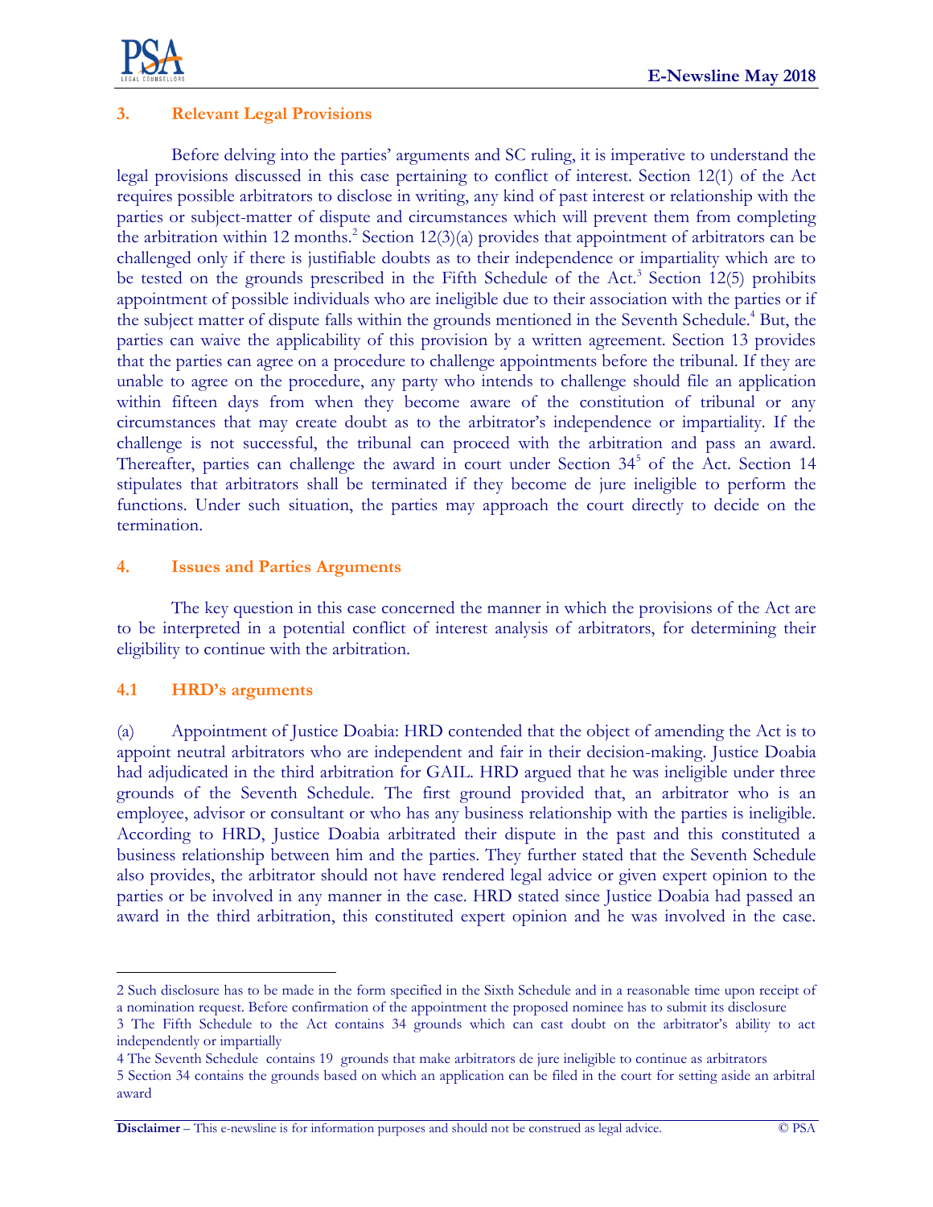## 3. Relevant Legal Provisions

Before delving into the parties' arguments and SC ruling, it is imperative to understand the legal provisions discussed in this case pertaining to conflict of interest. Section 12(1) of the Act requires possible arbitrators to disclose in writing, any kind of past interest or relationship with the parties or subject-matter of dispute and circumstances which will prevent them from completing the arbitration within 12 months.[2] Section 12(3)(a) provides that appointment of arbitrators can be challenged only if there is justifiable doubts as to their independence or impartiality which are to be tested on the grounds prescribed in the Fifth Schedule of the Act.[3] Section 12(5) prohibits appointment of possible individuals who are ineligible due to their association with the parties or if the subject matter of dispute falls within the grounds mentioned in the Seventh Schedule.[4] But, the parties can waive the applicability of this provision by a written agreement. Section 13 provides that the parties can agree on a procedure to challenge appointments before the tribunal. If they are unable to agree on the procedure, any party who intends to challenge should file an application within fifteen days from when they become aware of the constitution of tribunal or any circumstances that may create doubt as to the arbitrator's independence or impartiality. If the challenge is not successful, the tribunal can proceed with the arbitration and pass an award. Thereafter, parties can challenge the award in court under Section 34[5] of the Act. Section 14 stipulates that arbitrators shall be terminated if they become de jure ineligible to perform the functions. Under such situation, the parties may approach the court directly to decide on the termination.

## 4. Issues and Parties Arguments

The key question in this case concerned the manner in which the provisions of the Act are to be interpreted in a potential conflict of interest analysis of arbitrators, for determining their eligibility to continue with the arbitration.

### 4.1 HRD's arguments

(a) Appointment of Justice Doabia: HRD contended that the object of amending the Act is to appoint neutral arbitrators who are independent and fair in their decision-making. Justice Doabia had adjudicated in the third arbitration for GAIL. HRD argued that he was ineligible under three grounds of the Seventh Schedule. The first ground provided that, an arbitrator who is an employee, advisor or consultant or who has any business relationship with the parties is ineligible. According to HRD, Justice Doabia arbitrated their dispute in the past and this constituted a business relationship between him and the parties. They further stated that the Seventh Schedule also provides, the arbitrator should not have rendered legal advice or given expert opinion to the parties or be involved in any manner in the case. HRD stated since Justice Doabia had passed an award in the third arbitration, this constituted expert opinion and he was involved in the case.

---

2 Such disclosure has to be made in the form specified in the Sixth Schedule and in a reasonable time upon receipt of a nomination request. Before confirmation of the appointment the proposed nominee has to submit its disclosure

3 The Fifth Schedule to the Act contains 34 grounds which can cast doubt on the arbitrator's ability to act independently or impartially

4 The Seventh Schedule contains 19 grounds that make arbitrators de jure ineligible to continue as arbitrators

5 Section 34 contains the grounds based on which an application can be filed in the court for setting aside an arbitral award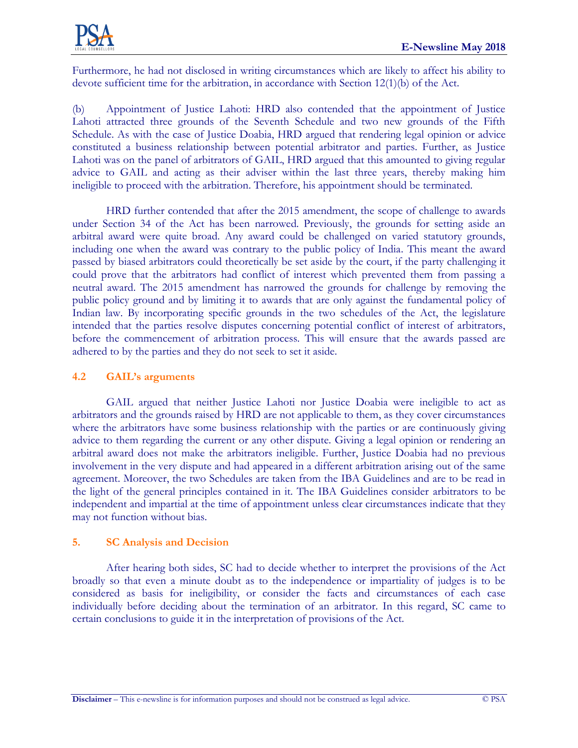Furthermore, he had not disclosed in writing circumstances which are likely to affect his ability to devote sufficient time for the arbitration, in accordance with Section 12(1)(b) of the Act.

(b) Appointment of Justice Lahoti: HRD also contended that the appointment of Justice Lahoti attracted three grounds of the Seventh Schedule and two new grounds of the Fifth Schedule. As with the case of Justice Doabia, HRD argued that rendering legal opinion or advice constituted a business relationship between potential arbitrator and parties. Further, as Justice Lahoti was on the panel of arbitrators of GAIL, HRD argued that this amounted to giving regular advice to GAIL and acting as their adviser within the last three years, thereby making him ineligible to proceed with the arbitration. Therefore, his appointment should be terminated.

HRD further contended that after the 2015 amendment, the scope of challenge to awards under Section 34 of the Act has been narrowed. Previously, the grounds for setting aside an arbitral award were quite broad. Any award could be challenged on varied statutory grounds, including one when the award was contrary to the public policy of India. This meant the award passed by biased arbitrators could theoretically be set aside by the court, if the party challenging it could prove that the arbitrators had conflict of interest which prevented them from passing a neutral award. The 2015 amendment has narrowed the grounds for challenge by removing the public policy ground and by limiting it to awards that are only against the fundamental policy of Indian law. By incorporating specific grounds in the two schedules of the Act, the legislature intended that the parties resolve disputes concerning potential conflict of interest of arbitrators, before the commencement of arbitration process. This will ensure that the awards passed are adhered to by the parties and they do not seek to set it aside.

### 4.2 GAIL's arguments

GAIL argued that neither Justice Lahoti nor Justice Doabia were ineligible to act as arbitrators and the grounds raised by HRD are not applicable to them, as they cover circumstances where the arbitrators have some business relationship with the parties or are continuously giving advice to them regarding the current or any other dispute. Giving a legal opinion or rendering an arbitral award does not make the arbitrators ineligible. Further, Justice Doabia had no previous involvement in the very dispute and had appeared in a different arbitration arising out of the same agreement. Moreover, the two Schedules are taken from the IBA Guidelines and are to be read in the light of the general principles contained in it. The IBA Guidelines consider arbitrators to be independent and impartial at the time of appointment unless clear circumstances indicate that they may not function without bias.

## 5. SC Analysis and Decision

After hearing both sides, SC had to decide whether to interpret the provisions of the Act broadly so that even a minute doubt as to the independence or impartiality of judges is to be considered as basis for ineligibility, or consider the facts and circumstances of each case individually before deciding about the termination of an arbitrator. In this regard, SC came to certain conclusions to guide it in the interpretation of provisions of the Act.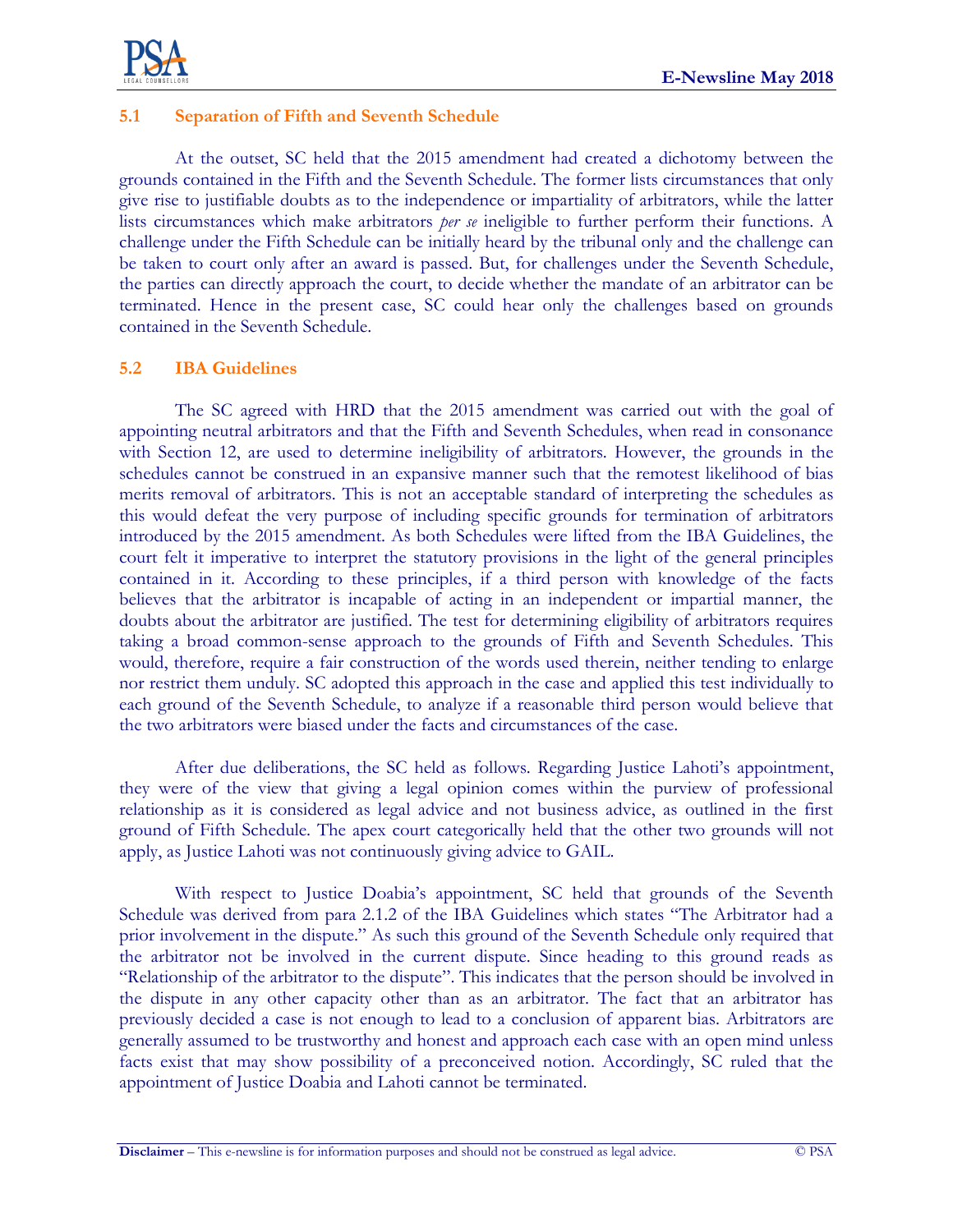### 5.1 Separation of Fifth and Seventh Schedule

At the outset, SC held that the 2015 amendment had created a dichotomy between the grounds contained in the Fifth and the Seventh Schedule. The former lists circumstances that only give rise to justifiable doubts as to the independence or impartiality of arbitrators, while the latter lists circumstances which make arbitrators *per se* ineligible to further perform their functions. A challenge under the Fifth Schedule can be initially heard by the tribunal only and the challenge can be taken to court only after an award is passed. But, for challenges under the Seventh Schedule, the parties can directly approach the court, to decide whether the mandate of an arbitrator can be terminated. Hence in the present case, SC could hear only the challenges based on grounds contained in the Seventh Schedule.

### 5.2 IBA Guidelines

The SC agreed with HRD that the 2015 amendment was carried out with the goal of appointing neutral arbitrators and that the Fifth and Seventh Schedules, when read in consonance with Section 12, are used to determine ineligibility of arbitrators. However, the grounds in the schedules cannot be construed in an expansive manner such that the remotest likelihood of bias merits removal of arbitrators. This is not an acceptable standard of interpreting the schedules as this would defeat the very purpose of including specific grounds for termination of arbitrators introduced by the 2015 amendment. As both Schedules were lifted from the IBA Guidelines, the court felt it imperative to interpret the statutory provisions in the light of the general principles contained in it. According to these principles, if a third person with knowledge of the facts believes that the arbitrator is incapable of acting in an independent or impartial manner, the doubts about the arbitrator are justified. The test for determining eligibility of arbitrators requires taking a broad common-sense approach to the grounds of Fifth and Seventh Schedules. This would, therefore, require a fair construction of the words used therein, neither tending to enlarge nor restrict them unduly. SC adopted this approach in the case and applied this test individually to each ground of the Seventh Schedule, to analyze if a reasonable third person would believe that the two arbitrators were biased under the facts and circumstances of the case.

After due deliberations, the SC held as follows. Regarding Justice Lahoti's appointment, they were of the view that giving a legal opinion comes within the purview of professional relationship as it is considered as legal advice and not business advice, as outlined in the first ground of Fifth Schedule. The apex court categorically held that the other two grounds will not apply, as Justice Lahoti was not continuously giving advice to GAIL.

With respect to Justice Doabia's appointment, SC held that grounds of the Seventh Schedule was derived from para 2.1.2 of the IBA Guidelines which states "The Arbitrator had a prior involvement in the dispute." As such this ground of the Seventh Schedule only required that the arbitrator not be involved in the current dispute. Since heading to this ground reads as "Relationship of the arbitrator to the dispute". This indicates that the person should be involved in the dispute in any other capacity other than as an arbitrator. The fact that an arbitrator has previously decided a case is not enough to lead to a conclusion of apparent bias. Arbitrators are generally assumed to be trustworthy and honest and approach each case with an open mind unless facts exist that may show possibility of a preconceived notion. Accordingly, SC ruled that the appointment of Justice Doabia and Lahoti cannot be terminated.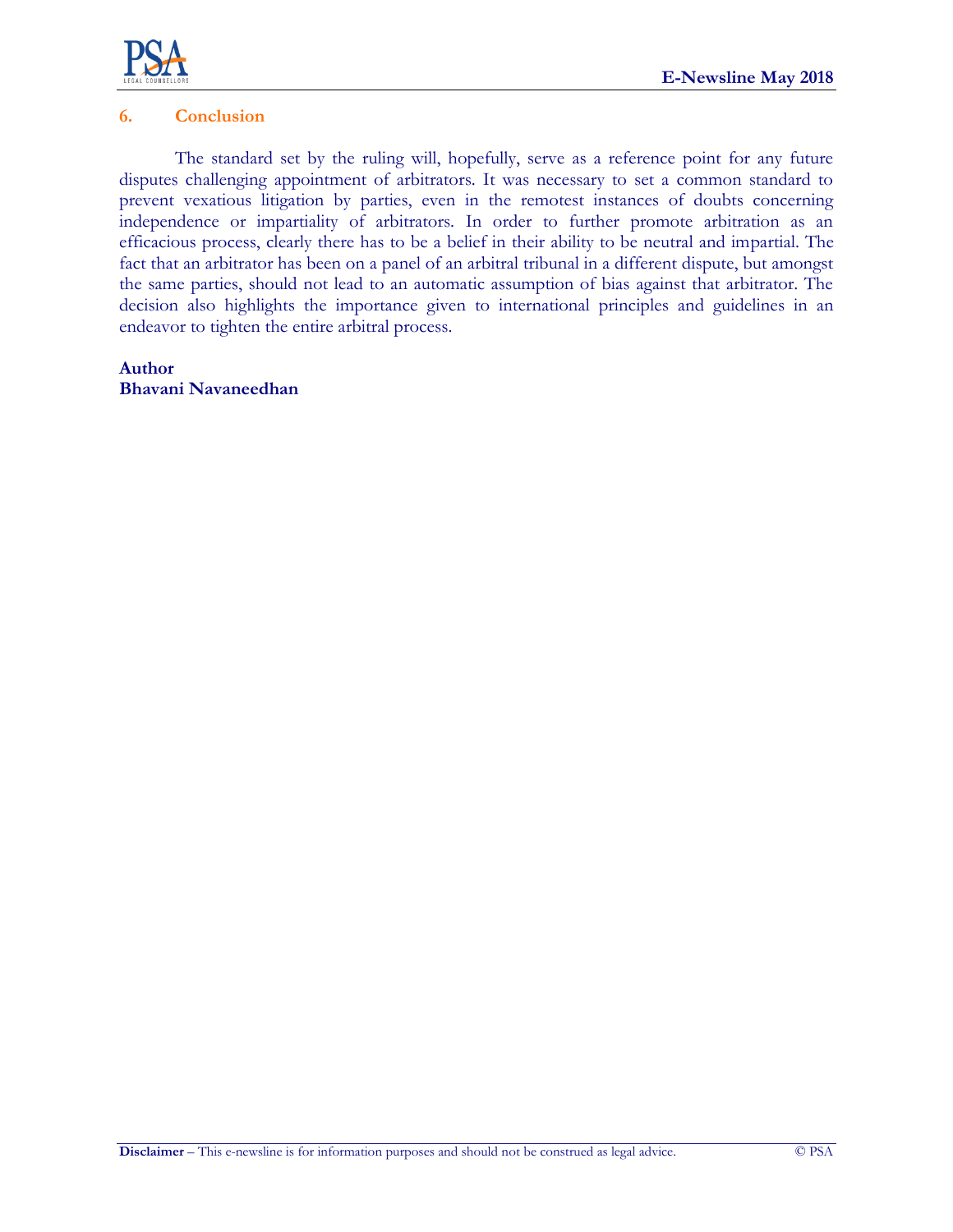## 6. Conclusion

The standard set by the ruling will, hopefully, serve as a reference point for any future disputes challenging appointment of arbitrators. It was necessary to set a common standard to prevent vexatious litigation by parties, even in the remotest instances of doubts concerning independence or impartiality of arbitrators. In order to further promote arbitration as an efficacious process, clearly there has to be a belief in their ability to be neutral and impartial. The fact that an arbitrator has been on a panel of an arbitral tribunal in a different dispute, but amongst the same parties, should not lead to an automatic assumption of bias against that arbitrator. The decision also highlights the importance given to international principles and guidelines in an endeavor to tighten the entire arbitral process.

**Author**
**Bhavani Navaneedhan**

**Disclaimer** – This e-newsline is for information purposes and should not be construed as legal advice. © PSA